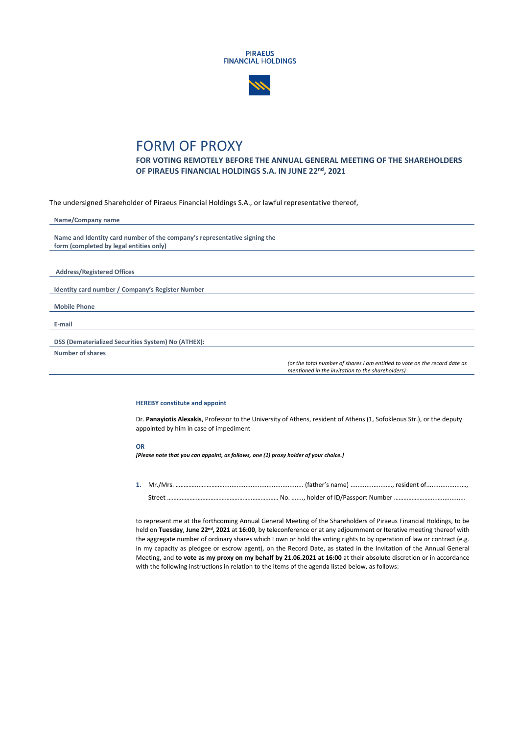PIRAEUS FINANCIAL HOLDINGS

# FORM OF PROXY

**FOR VOTING REMOTELY BEFORE THE ANNUAL GENERAL MEETING OF THE SHAREHOLDERS OF PIRAEUS FINANCIAL HOLDINGS S.A. IN JUNE 22nd, 2021**

The undersigned Shareholder of Piraeus Financial Holdings S.A., or lawful representative thereof,

| | |
|---|---|
| **Name/Company name** | |
| **Name and Identity card number of the company's representative signing the form (completed by legal entities only)** | |
| **Address/Registered Offices** | |
| **Identity card number / Company's Register Number** | |
| **Mobile Phone** | |
| **E-mail** | |
| **DSS (Dematerialized Securities System) No (ATHEX):** | |
| **Number of shares** | *(or the total number of shares I am entitled to vote on the record date as mentioned in the invitation to the shareholders)* |

**HEREBY constitute and appoint**

Dr. **Panayiotis Alexakis**, Professor to the University of Athens, resident of Athens (1, Sofokleous Str.), or the deputy appointed by him in case of impediment

**OR**

***[Please note that you can appoint, as follows, one (1) proxy holder of your choice.]***

**1.** Mr./Mrs. ............................................................................ (father's name) ........................, resident of.......................,
Street ................................................................... No. ......., holder of ID/Passport Number ..........................................

to represent me at the forthcoming Annual General Meeting of the Shareholders of Piraeus Financial Holdings, to be held on **Tuesday**, **June 22nd, 2021** at **16:00**, by teleconference or at any adjournment or Iterative meeting thereof with the aggregate number of ordinary shares which I own or hold the voting rights to by operation of law or contract (e.g. in my capacity as pledgee or escrow agent), on the Record Date, as stated in the Invitation of the Annual General Meeting, and **to vote as my proxy on my behalf by 21.06.2021 at 16:00** at their absolute discretion or in accordance with the following instructions in relation to the items of the agenda listed below, as follows: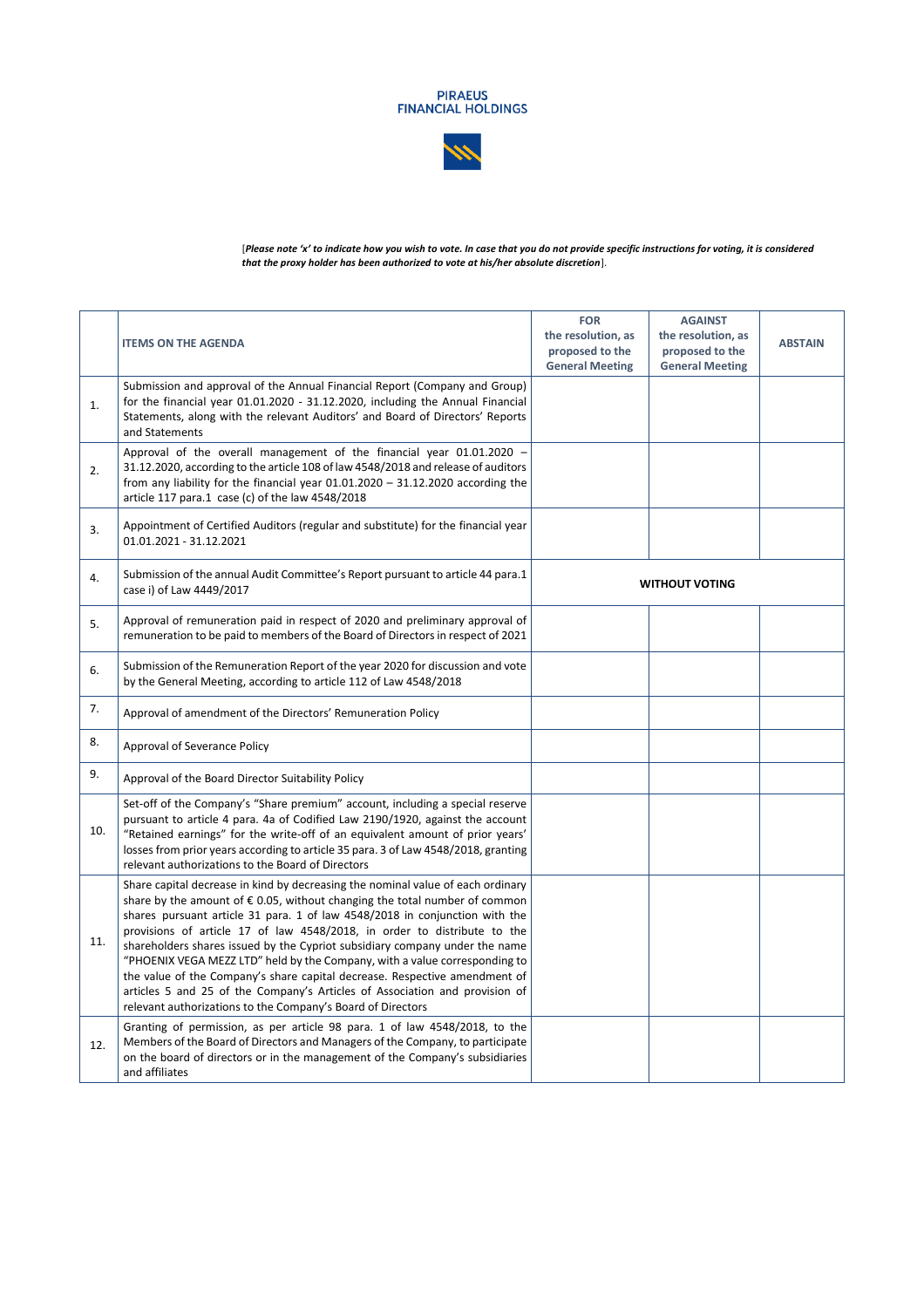PIRAEUS FINANCIAL HOLDINGS

[*Please note 'x' to indicate how you wish to vote. In case that you do not provide specific instructions for voting, it is considered that the proxy holder has been authorized to vote at his/her absolute discretion*].

| | ITEMS ON THE AGENDA | FOR the resolution, as proposed to the General Meeting | AGAINST the resolution, as proposed to the General Meeting | ABSTAIN |
|---|---|---|---|---|
| 1. | Submission and approval of the Annual Financial Report (Company and Group) for the financial year 01.01.2020 - 31.12.2020, including the Annual Financial Statements, along with the relevant Auditors' and Board of Directors' Reports and Statements | | | |
| 2. | Approval of the overall management of the financial year 01.01.2020 – 31.12.2020, according to the article 108 of law 4548/2018 and release of auditors from any liability for the financial year 01.01.2020 – 31.12.2020 according the article 117 para.1 case (c) of the law 4548/2018 | | | |
| 3. | Appointment of Certified Auditors (regular and substitute) for the financial year 01.01.2021 - 31.12.2021 | | | |
| 4. | Submission of the annual Audit Committee's Report pursuant to article 44 para.1 case i) of Law 4449/2017 | WITHOUT VOTING | | |
| 5. | Approval of remuneration paid in respect of 2020 and preliminary approval of remuneration to be paid to members of the Board of Directors in respect of 2021 | | | |
| 6. | Submission of the Remuneration Report of the year 2020 for discussion and vote by the General Meeting, according to article 112 of Law 4548/2018 | | | |
| 7. | Approval of amendment of the Directors' Remuneration Policy | | | |
| 8. | Approval of Severance Policy | | | |
| 9. | Approval of the Board Director Suitability Policy | | | |
| 10. | Set-off of the Company's "Share premium" account, including a special reserve pursuant to article 4 para. 4a of Codified Law 2190/1920, against the account "Retained earnings" for the write-off of an equivalent amount of prior years' losses from prior years according to article 35 para. 3 of Law 4548/2018, granting relevant authorizations to the Board of Directors | | | |
| 11. | Share capital decrease in kind by decreasing the nominal value of each ordinary share by the amount of € 0.05, without changing the total number of common shares pursuant article 31 para. 1 of law 4548/2018 in conjunction with the provisions of article 17 of law 4548/2018, in order to distribute to the shareholders shares issued by the Cypriot subsidiary company under the name "PHOENIX VEGA MEZZ LTD" held by the Company, with a value corresponding to the value of the Company's share capital decrease. Respective amendment of articles 5 and 25 of the Company's Articles of Association and provision of relevant authorizations to the Company's Board of Directors | | | |
| 12. | Granting of permission, as per article 98 para. 1 of law 4548/2018, to the Members of the Board of Directors and Managers of the Company, to participate on the board of directors or in the management of the Company's subsidiaries and affiliates | | | |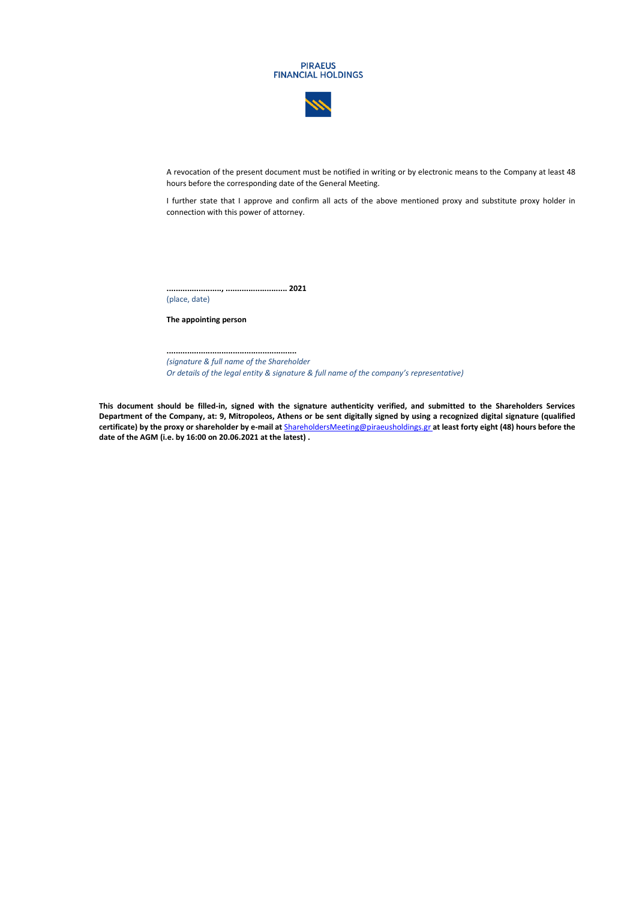PIRAEUS
FINANCIAL HOLDINGS

A revocation of the present document must be notified in writing or by electronic means to the Company at least 48 hours before the corresponding date of the General Meeting.

I further state that I approve and confirm all acts of the above mentioned proxy and substitute proxy holder in connection with this power of attorney.

**……………………, ……………………… 2021**
(place, date)

**The appointing person**

**…………………………………………………**
*(signature & full name of the Shareholder*
*Or details of the legal entity & signature & full name of the company's representative)*

**This document should be filled-in, signed with the signature authenticity verified, and submitted to the Shareholders Services Department of the Company, at: 9, Mitropoleos, Athens or be sent digitally signed by using a recognized digital signature (qualified certificate) by the proxy or shareholder by e-mail at** ShareholdersMeeting@piraeusholdings.gr **at least forty eight (48) hours before the date of the AGM (i.e. by 16:00 on 20.06.2021 at the latest) .**